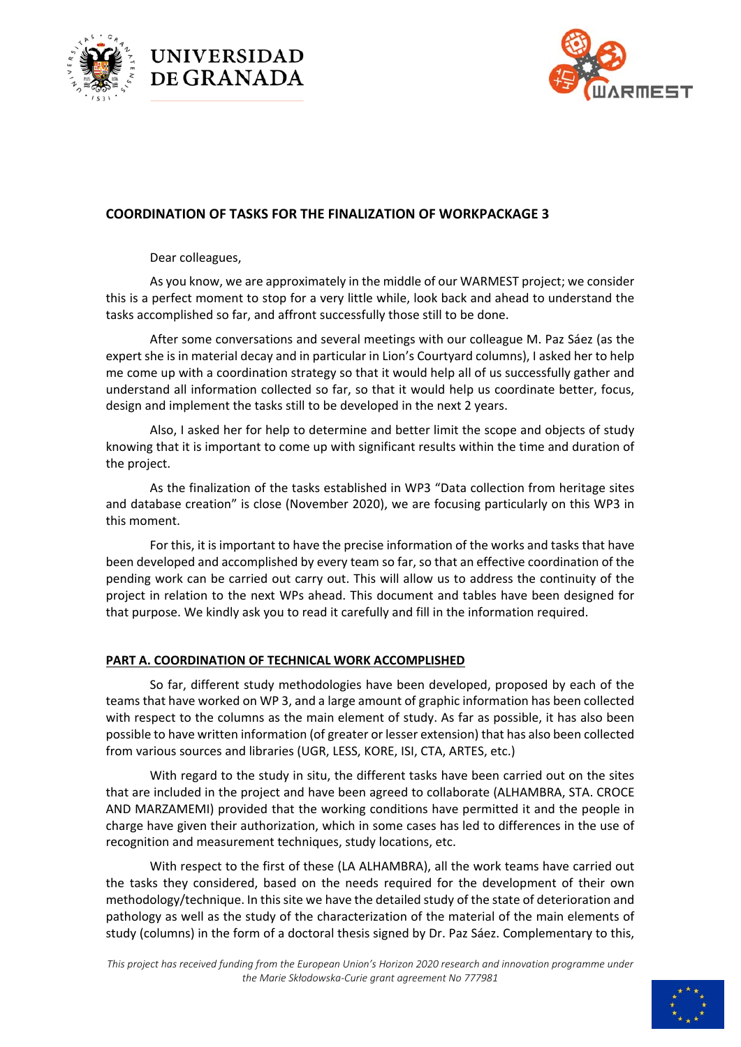## COORDINATION OF TASKS FOR THE FINALIZATION OF WORKPACKAGE 3

Dear colleagues,

As you know, we are approximately in the middle of our WARMEST project; we consider this is a perfect moment to stop for a very little while, look back and ahead to understand the tasks accomplished so far, and affront successfully those still to be done.

After some conversations and several meetings with our colleague M. Paz Sáez (as the expert she is in material decay and in particular in Lion's Courtyard columns), I asked her to help me come up with a coordination strategy so that it would help all of us successfully gather and understand all information collected so far, so that it would help us coordinate better, focus, design and implement the tasks still to be developed in the next 2 years.

Also, I asked her for help to determine and better limit the scope and objects of study knowing that it is important to come up with significant results within the time and duration of the project.

As the finalization of the tasks established in WP3 "Data collection from heritage sites and database creation" is close (November 2020), we are focusing particularly on this WP3 in this moment.

For this, it is important to have the precise information of the works and tasks that have been developed and accomplished by every team so far, so that an effective coordination of the pending work can be carried out carry out. This will allow us to address the continuity of the project in relation to the next WPs ahead. This document and tables have been designed for that purpose. We kindly ask you to read it carefully and fill in the information required.

### PART A. COORDINATION OF TECHNICAL WORK ACCOMPLISHED

So far, different study methodologies have been developed, proposed by each of the teams that have worked on WP 3, and a large amount of graphic information has been collected with respect to the columns as the main element of study. As far as possible, it has also been possible to have written information (of greater or lesser extension) that has also been collected from various sources and libraries (UGR, LESS, KORE, ISI, CTA, ARTES, etc.)

With regard to the study in situ, the different tasks have been carried out on the sites that are included in the project and have been agreed to collaborate (ALHAMBRA, STA. CROCE AND MARZAMEMI) provided that the working conditions have permitted it and the people in charge have given their authorization, which in some cases has led to differences in the use of recognition and measurement techniques, study locations, etc.

With respect to the first of these (LA ALHAMBRA), all the work teams have carried out the tasks they considered, based on the needs required for the development of their own methodology/technique. In this site we have the detailed study of the state of deterioration and pathology as well as the study of the characterization of the material of the main elements of study (columns) in the form of a doctoral thesis signed by Dr. Paz Sáez. Complementary to this,

*This project has received funding from the European Union's Horizon 2020 research and innovation programme under the Marie Skłodowska-Curie grant agreement No 777981*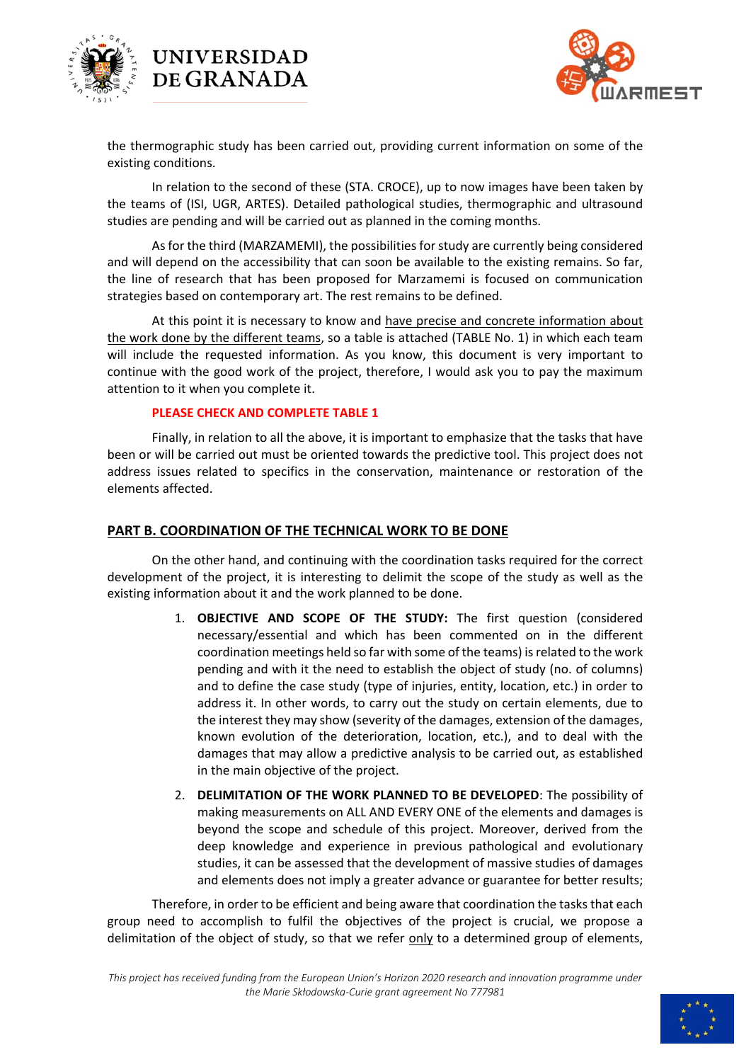the thermographic study has been carried out, providing current information on some of the existing conditions.

In relation to the second of these (STA. CROCE), up to now images have been taken by the teams of (ISI, UGR, ARTES). Detailed pathological studies, thermographic and ultrasound studies are pending and will be carried out as planned in the coming months.

As for the third (MARZAMEMI), the possibilities for study are currently being considered and will depend on the accessibility that can soon be available to the existing remains. So far, the line of research that has been proposed for Marzamemi is focused on communication strategies based on contemporary art. The rest remains to be defined.

At this point it is necessary to know and have precise and concrete information about the work done by the different teams, so a table is attached (TABLE No. 1) in which each team will include the requested information. As you know, this document is very important to continue with the good work of the project, therefore, I would ask you to pay the maximum attention to it when you complete it.

**PLEASE CHECK AND COMPLETE TABLE 1**

Finally, in relation to all the above, it is important to emphasize that the tasks that have been or will be carried out must be oriented towards the predictive tool. This project does not address issues related to specifics in the conservation, maintenance or restoration of the elements affected.

## PART B. COORDINATION OF THE TECHNICAL WORK TO BE DONE

On the other hand, and continuing with the coordination tasks required for the correct development of the project, it is interesting to delimit the scope of the study as well as the existing information about it and the work planned to be done.

1. **OBJECTIVE AND SCOPE OF THE STUDY:** The first question (considered necessary/essential and which has been commented on in the different coordination meetings held so far with some of the teams) is related to the work pending and with it the need to establish the object of study (no. of columns) and to define the case study (type of injuries, entity, location, etc.) in order to address it. In other words, to carry out the study on certain elements, due to the interest they may show (severity of the damages, extension of the damages, known evolution of the deterioration, location, etc.), and to deal with the damages that may allow a predictive analysis to be carried out, as established in the main objective of the project.
2. **DELIMITATION OF THE WORK PLANNED TO BE DEVELOPED**: The possibility of making measurements on ALL AND EVERY ONE of the elements and damages is beyond the scope and schedule of this project. Moreover, derived from the deep knowledge and experience in previous pathological and evolutionary studies, it can be assessed that the development of massive studies of damages and elements does not imply a greater advance or guarantee for better results;

Therefore, in order to be efficient and being aware that coordination the tasks that each group need to accomplish to fulfil the objectives of the project is crucial, we propose a delimitation of the object of study, so that we refer only to a determined group of elements,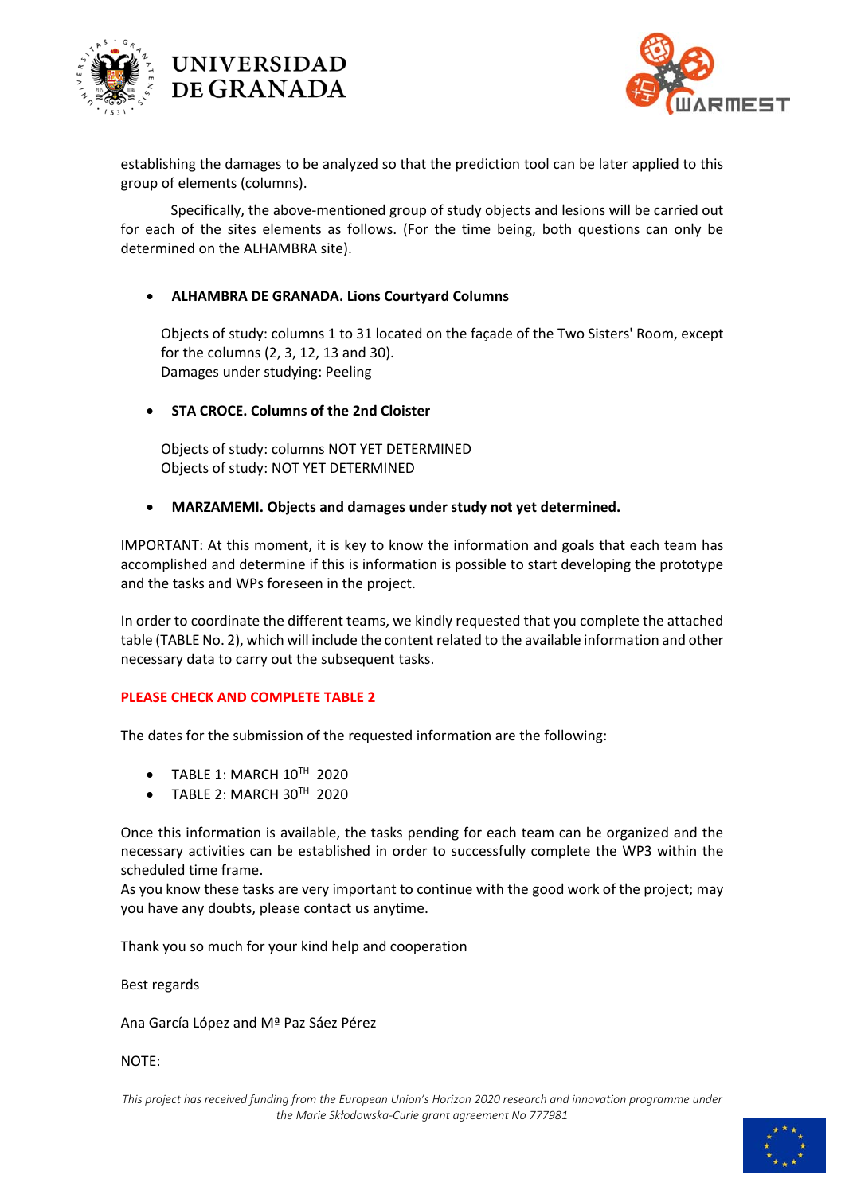establishing the damages to be analyzed so that the prediction tool can be later applied to this group of elements (columns).

Specifically, the above-mentioned group of study objects and lesions will be carried out for each of the sites elements as follows. (For the time being, both questions can only be determined on the ALHAMBRA site).

- **ALHAMBRA DE GRANADA. Lions Courtyard Columns**

  Objects of study: columns 1 to 31 located on the façade of the Two Sisters' Room, except for the columns (2, 3, 12, 13 and 30).
  Damages under studying: Peeling

- **STA CROCE. Columns of the 2nd Cloister**

  Objects of study: columns NOT YET DETERMINED
  Objects of study: NOT YET DETERMINED

- **MARZAMEMI. Objects and damages under study not yet determined.**

IMPORTANT: At this moment, it is key to know the information and goals that each team has accomplished and determine if this is information is possible to start developing the prototype and the tasks and WPs foreseen in the project.

In order to coordinate the different teams, we kindly requested that you complete the attached table (TABLE No. 2), which will include the content related to the available information and other necessary data to carry out the subsequent tasks.

**PLEASE CHECK AND COMPLETE TABLE 2**

The dates for the submission of the requested information are the following:

- TABLE 1: MARCH 10TH 2020
- TABLE 2: MARCH 30TH 2020

Once this information is available, the tasks pending for each team can be organized and the necessary activities can be established in order to successfully complete the WP3 within the scheduled time frame.
As you know these tasks are very important to continue with the good work of the project; may you have any doubts, please contact us anytime.

Thank you so much for your kind help and cooperation

Best regards

Ana García López and Mª Paz Sáez Pérez

NOTE: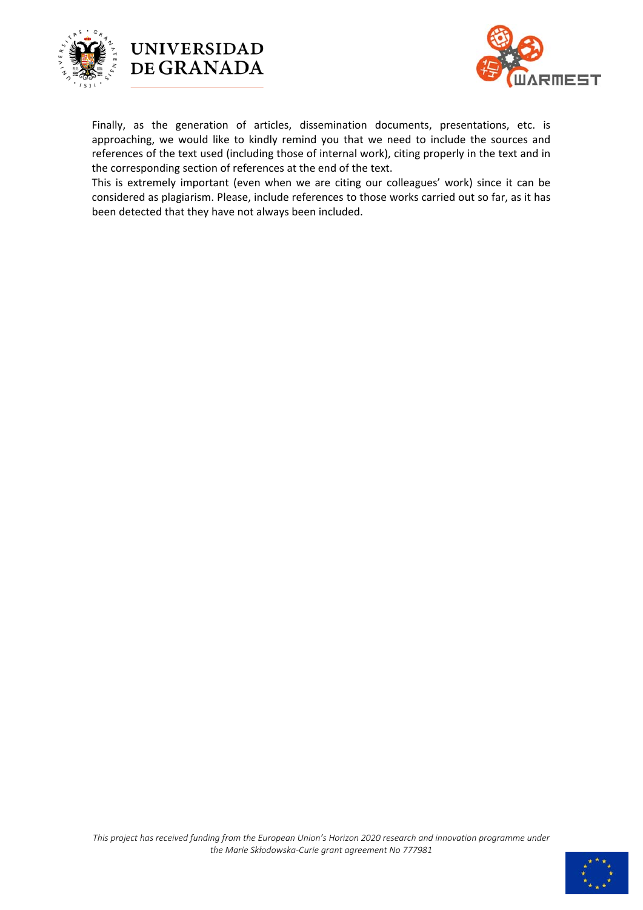Finally, as the generation of articles, dissemination documents, presentations, etc. is approaching, we would like to kindly remind you that we need to include the sources and references of the text used (including those of internal work), citing properly in the text and in the corresponding section of references at the end of the text.

This is extremely important (even when we are citing our colleagues' work) since it can be considered as plagiarism. Please, include references to those works carried out so far, as it has been detected that they have not always been included.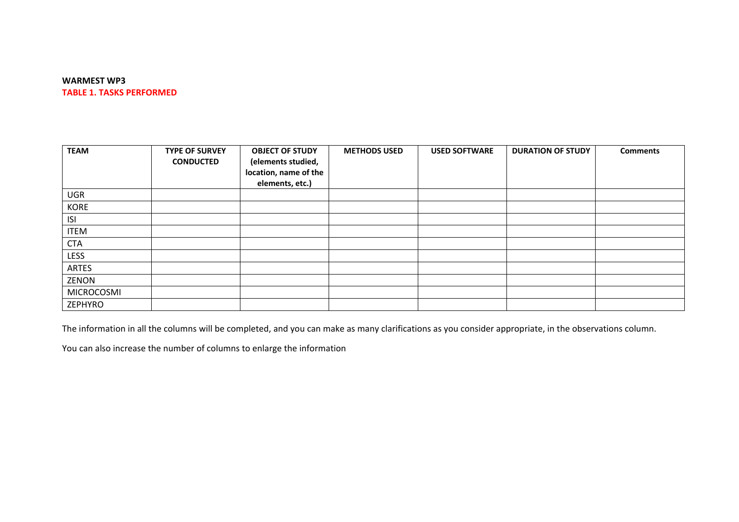**WARMEST WP3**
**TABLE 1. TASKS PERFORMED**

| TEAM | TYPE OF SURVEY CONDUCTED | OBJECT OF STUDY (elements studied, location, name of the elements, etc.) | METHODS USED | USED SOFTWARE | DURATION OF STUDY | Comments |
|---|---|---|---|---|---|---|
| UGR | | | | | | |
| KORE | | | | | | |
| ISI | | | | | | |
| ITEM | | | | | | |
| CTA | | | | | | |
| LESS | | | | | | |
| ARTES | | | | | | |
| ZENON | | | | | | |
| MICROCOSMI | | | | | | |
| ZEPHYRO | | | | | | |

The information in all the columns will be completed, and you can make as many clarifications as you consider appropriate, in the observations column.

You can also increase the number of columns to enlarge the information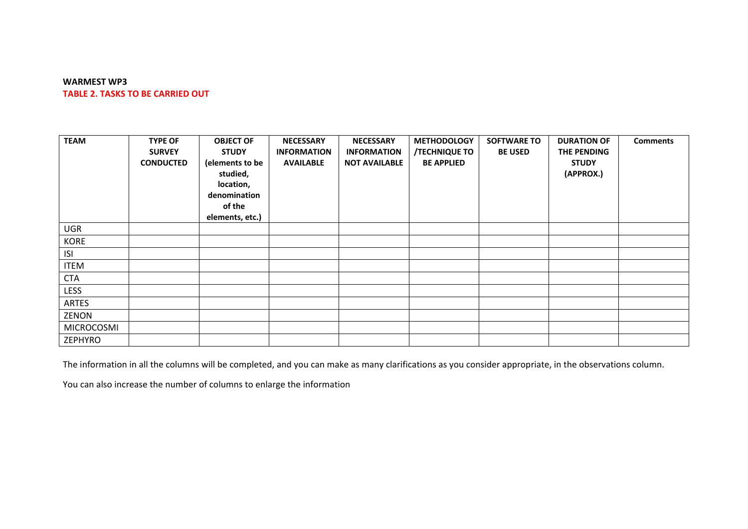**WARMEST WP3**

**TABLE 2. TASKS TO BE CARRIED OUT**

| TEAM | TYPE OF SURVEY CONDUCTED | OBJECT OF STUDY (elements to be studied, location, denomination of the elements, etc.) | NECESSARY INFORMATION AVAILABLE | NECESSARY INFORMATION NOT AVAILABLE | METHODOLOGY /TECHNIQUE TO BE APPLIED | SOFTWARE TO BE USED | DURATION OF THE PENDING STUDY (APPROX.) | Comments |
|---|---|---|---|---|---|---|---|---|
| UGR | | | | | | | | |
| KORE | | | | | | | | |
| ISI | | | | | | | | |
| ITEM | | | | | | | | |
| CTA | | | | | | | | |
| LESS | | | | | | | | |
| ARTES | | | | | | | | |
| ZENON | | | | | | | | |
| MICROCOSMI | | | | | | | | |
| ZEPHYRO | | | | | | | | |

The information in all the columns will be completed, and you can make as many clarifications as you consider appropriate, in the observations column.

You can also increase the number of columns to enlarge the information